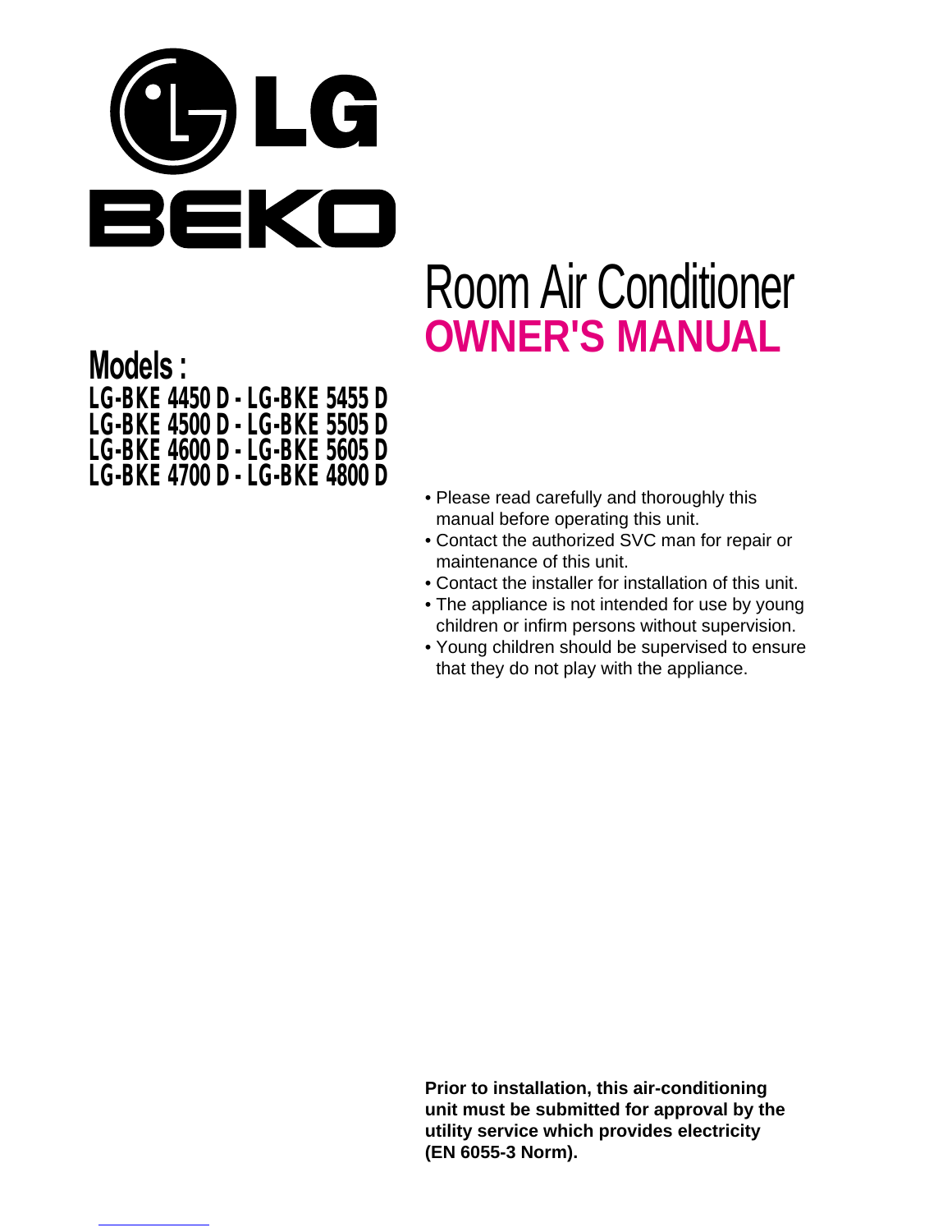LG

BEKO

# Room Air Conditioner

## OWNER'S MANUAL

**Models :**

**LG-BKE 4450 D - LG-BKE 5455 D**
**LG-BKE 4500 D - LG-BKE 5505 D**
**LG-BKE 4600 D - LG-BKE 5605 D**
**LG-BKE 4700 D - LG-BKE 4800 D**

- Please read carefully and thoroughly this manual before operating this unit.
- Contact the authorized SVC man for repair or maintenance of this unit.
- Contact the installer for installation of this unit.
- The appliance is not intended for use by young children or infirm persons without supervision.
- Young children should be supervised to ensure that they do not play with the appliance.

**Prior to installation, this air-conditioning unit must be submitted for approval by the utility service which provides electricity (EN 6055-3 Norm).**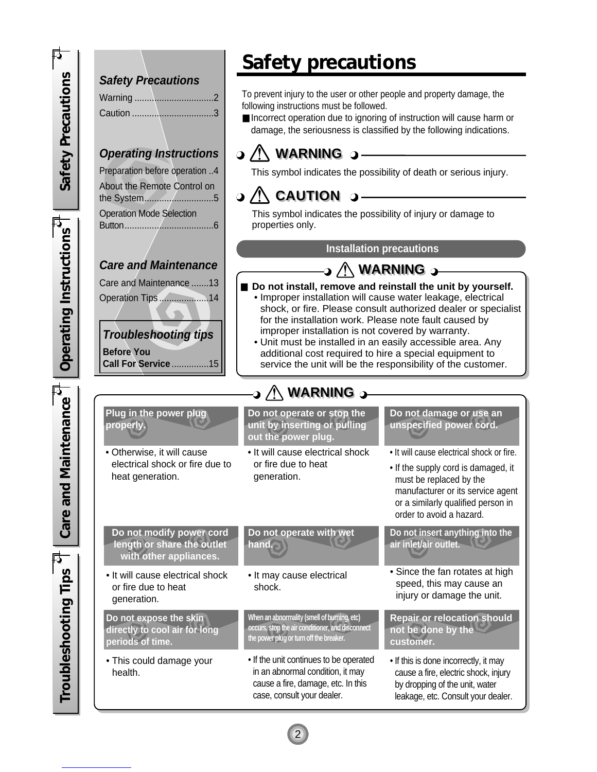## Safety Precautions

Warning ................................2
Caution .................................3

## Operating Instructions

Preparation before operation ..4
About the Remote Control on the System............................5
Operation Mode Selection Button....................................6

## Care and Maintenance

Care and Maintenance .......13
Operation Tips....................14

## Troubleshooting tips

**Before You Call For Service** ...............15

# Safety precautions

To prevent injury to the user or other people and property damage, the following instructions must be followed.

■ Incorrect operation due to ignoring of instruction will cause harm or damage, the seriousness is classified by the following indications.

### ⚠ WARNING

This symbol indicates the possibility of death or serious injury.

### ⚠ CAUTION

This symbol indicates the possibility of injury or damage to properties only.

## Installation precautions

### ⚠ WARNING

■ **Do not install, remove and reinstall the unit by yourself.**

- Improper installation will cause water leakage, electrical shock, or fire. Please consult authorized dealer or specialist for the installation work. Please note fault caused by improper installation is not covered by warranty.
- Unit must be installed in an easily accessible area. Any additional cost required to hire a special equipment to service the unit will be the responsibility of the customer.

### ⚠ WARNING

**Plug in the power plug properly.**

- Otherwise, it will cause electrical shock or fire due to heat generation.

**Do not operate or stop the unit by inserting or pulling out the power plug.**

- It will cause electrical shock or fire due to heat generation.

**Do not damage or use an unspecified power cord.**

- It will cause electrical shock or fire.
- If the supply cord is damaged, it must be replaced by the manufacturer or its service agent or a similarly qualified person in order to avoid a hazard.

**Do not modify power cord length or share the outlet with other appliances.**

- It will cause electrical shock or fire due to heat generation.

**Do not operate with wet hand.**

- It may cause electrical shock.

**Do not insert anything into the air inlet/air outlet.**

- Since the fan rotates at high speed, this may cause an injury or damage the unit.

**Do not expose the skin directly to cool air for long periods of time.**

- This could damage your health.

**When an abnormality (smell of burning, etc) occurs, stop the air conditioner, and disconnect the power plug or turn off the breaker.**

- If the unit continues to be operated in an abnormal condition, it may cause a fire, damage, etc. In this case, consult your dealer.

**Repair or relocation should not be done by the customer.**

- If this is done incorrectly, it may cause a fire, electric shock, injury by dropping of the unit, water leakage, etc. Consult your dealer.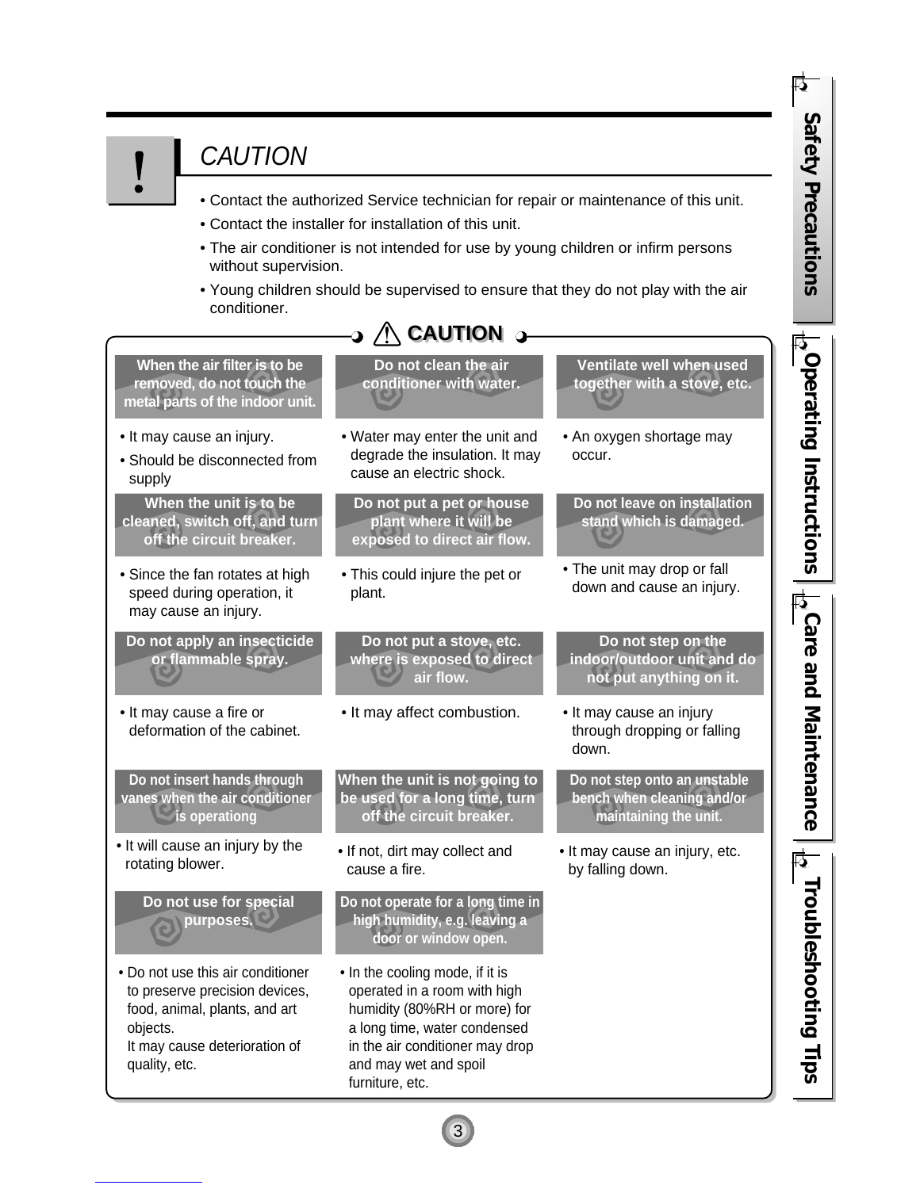## CAUTION

- Contact the authorized Service technician for repair or maintenance of this unit.
- Contact the installer for installation of this unit.
- The air conditioner is not intended for use by young children or infirm persons without supervision.
- Young children should be supervised to ensure that they do not play with the air conditioner.

### ⚠ CAUTION

**When the air filter is to be removed, do not touch the metal parts of the indoor unit.**

- It may cause an injury.
- Should be disconnected from supply

**Do not clean the air conditioner with water.**

- Water may enter the unit and degrade the insulation. It may cause an electric shock.

**Ventilate well when used together with a stove, etc.**

- An oxygen shortage may occur.

**When the unit is to be cleaned, switch off, and turn off the circuit breaker.**

- Since the fan rotates at high speed during operation, it may cause an injury.

**Do not put a pet or house plant where it will be exposed to direct air flow.**

- This could injure the pet or plant.

**Do not leave on installation stand which is damaged.**

- The unit may drop or fall down and cause an injury.

**Do not apply an insecticide or flammable spray.**

- It may cause a fire or deformation of the cabinet.

**Do not put a stove, etc. where is exposed to direct air flow.**

- It may affect combustion.

**Do not step on the indoor/outdoor unit and do not put anything on it.**

- It may cause an injury through dropping or falling down.

**Do not insert hands through vanes when the air conditioner is operationg**

- It will cause an injury by the rotating blower.

**When the unit is not going to be used for a long time, turn off the circuit breaker.**

- If not, dirt may collect and cause a fire.

**Do not step onto an unstable bench when cleaning and/or maintaining the unit.**

- It may cause an injury, etc. by falling down.

**Do not use for special purposes.**

- Do not use this air conditioner to preserve precision devices, food, animal, plants, and art objects.
  It may cause deterioration of quality, etc.

**Do not operate for a long time in high humidity, e.g. leaving a door or window open.**

- In the cooling mode, if it is operated in a room with high humidity (80%RH or more) for a long time, water condensed in the air conditioner may drop and may wet and spoil furniture, etc.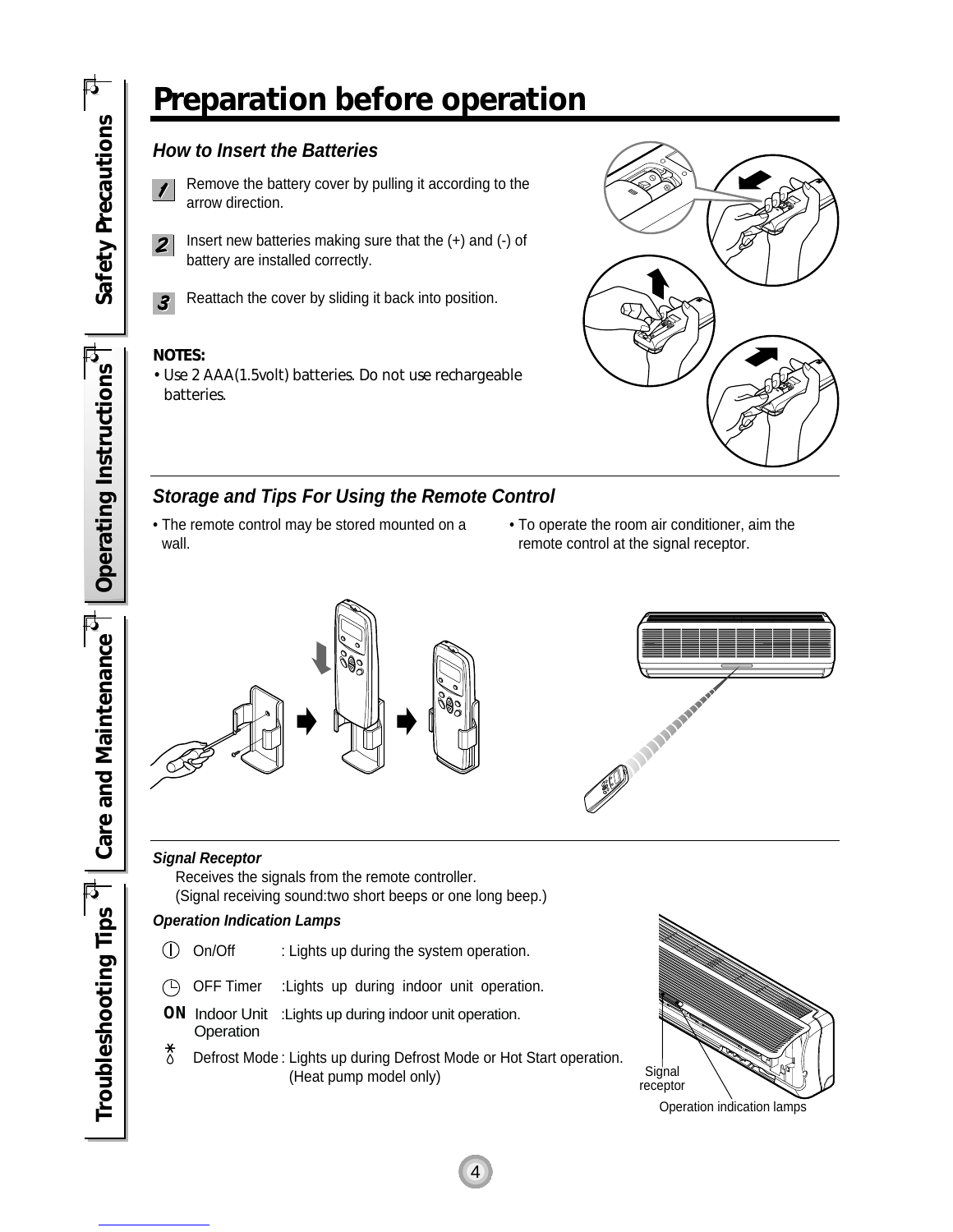# Preparation before operation

### *How to Insert the Batteries*

1. Remove the battery cover by pulling it according to the arrow direction.
2. Insert new batteries making sure that the (+) and (-) of battery are installed correctly.
3. Reattach the cover by sliding it back into position.

**NOTES:**

- Use 2 AAA(1.5volt) batteries. Do not use rechargeable batteries.

### *Storage and Tips For Using the Remote Control*

- The remote control may be stored mounted on a wall.
- To operate the room air conditioner, aim the remote control at the signal receptor.

***Signal Receptor***

Receives the signals from the remote controller.
(Signal receiving sound:two short beeps or one long beep.)

***Operation Indication Lamps***

| | | |
|---|---|---|
| | On/Off | : Lights up during the system operation. |
| | OFF Timer | :Lights up during indoor unit operation. |
| ON | Indoor Unit Operation | :Lights up during indoor unit operation. |
| | Defrost Mode | : Lights up during Defrost Mode or Hot Start operation. (Heat pump model only) |

Signal receptor

Operation indication lamps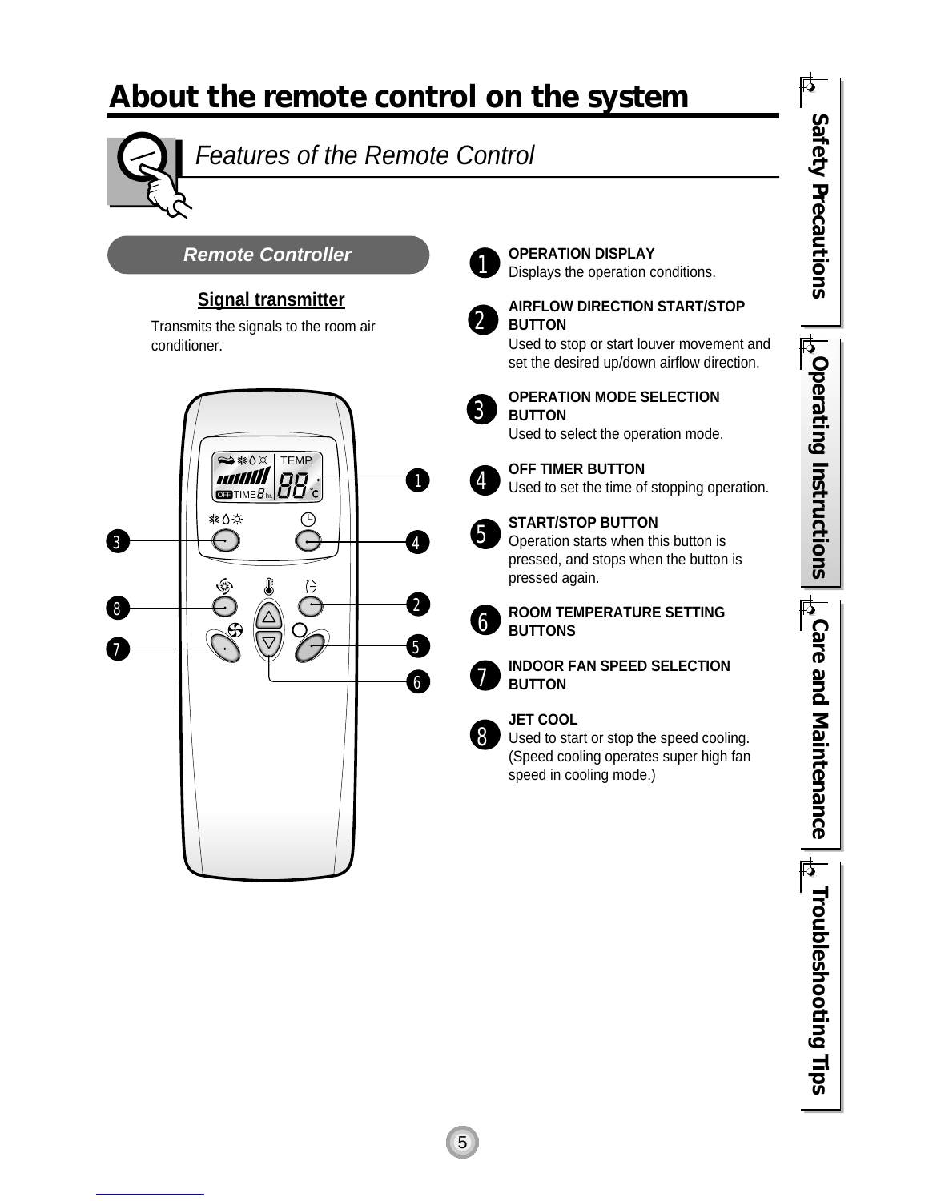# About the remote control on the system

## Features of the Remote Control

### Remote Controller

**Signal transmitter**

Transmits the signals to the room air conditioner.

1. **OPERATION DISPLAY**
   Displays the operation conditions.
2. **AIRFLOW DIRECTION START/STOP BUTTON**
   Used to stop or start louver movement and set the desired up/down airflow direction.
3. **OPERATION MODE SELECTION BUTTON**
   Used to select the operation mode.
4. **OFF TIMER BUTTON**
   Used to set the time of stopping operation.
5. **START/STOP BUTTON**
   Operation starts when this button is pressed, and stops when the button is pressed again.
6. **ROOM TEMPERATURE SETTING BUTTONS**
7. **INDOOR FAN SPEED SELECTION BUTTON**
8. **JET COOL**
   Used to start or stop the speed cooling. (Speed cooling operates super high fan speed in cooling mode.)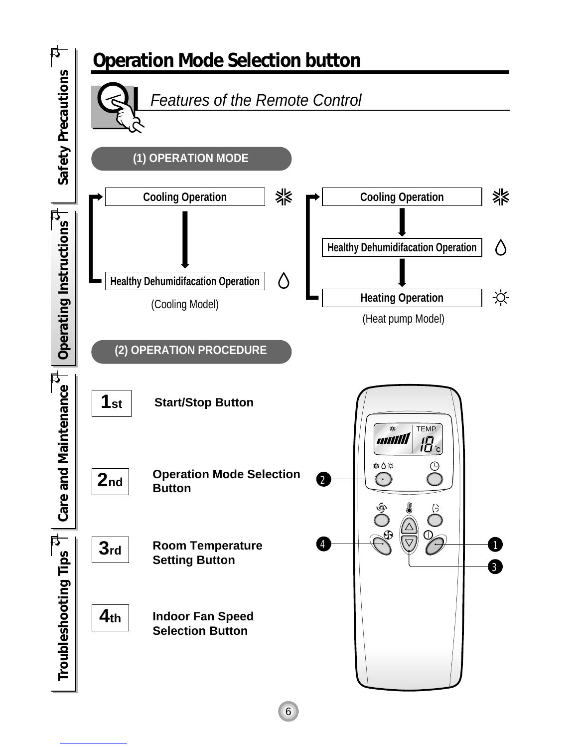# Operation Mode Selection button

*Features of the Remote Control*

## (1) OPERATION MODE

**Cooling Operation** → **Healthy Dehumidifacation Operation**

(Cooling Model)

**Cooling Operation** → **Healthy Dehumidifacation Operation** → **Heating Operation**

(Heat pump Model)

## (2) OPERATION PROCEDURE

**1st** **Start/Stop Button**

**2nd** **Operation Mode Selection Button**

**3rd** **Room Temperature Setting Button**

**4th** **Indoor Fan Speed Selection Button**

TEMP.

18°c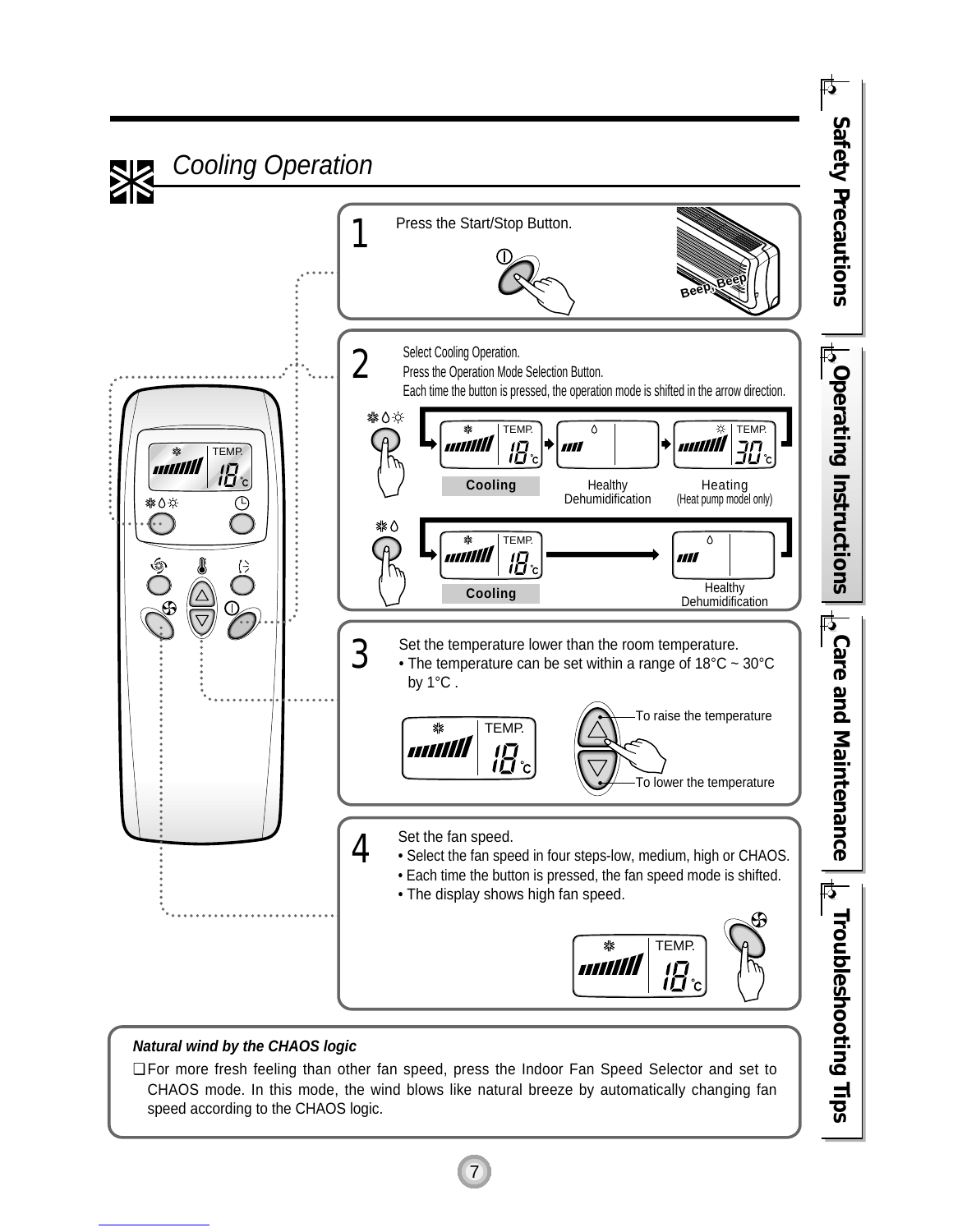## Cooling Operation

**1** Press the Start/Stop Button.

Beep, Beep

**2** Select Cooling Operation.
Press the Operation Mode Selection Button.
Each time the button is pressed, the operation mode is shifted in the arrow direction.

Cooling → Healthy Dehumidification → Heating (Heat pump model only)

Cooling → Healthy Dehumidification

**3** Set the temperature lower than the room temperature.

- The temperature can be set within a range of 18°C ~ 30°C by 1°C .

To raise the temperature

To lower the temperature

**4** Set the fan speed.

- Select the fan speed in four steps-low, medium, high or CHAOS.
- Each time the button is pressed, the fan speed mode is shifted.
- The display shows high fan speed.

***Natural wind by the CHAOS logic***

❑ For more fresh feeling than other fan speed, press the Indoor Fan Speed Selector and set to CHAOS mode. In this mode, the wind blows like natural breeze by automatically changing fan speed according to the CHAOS logic.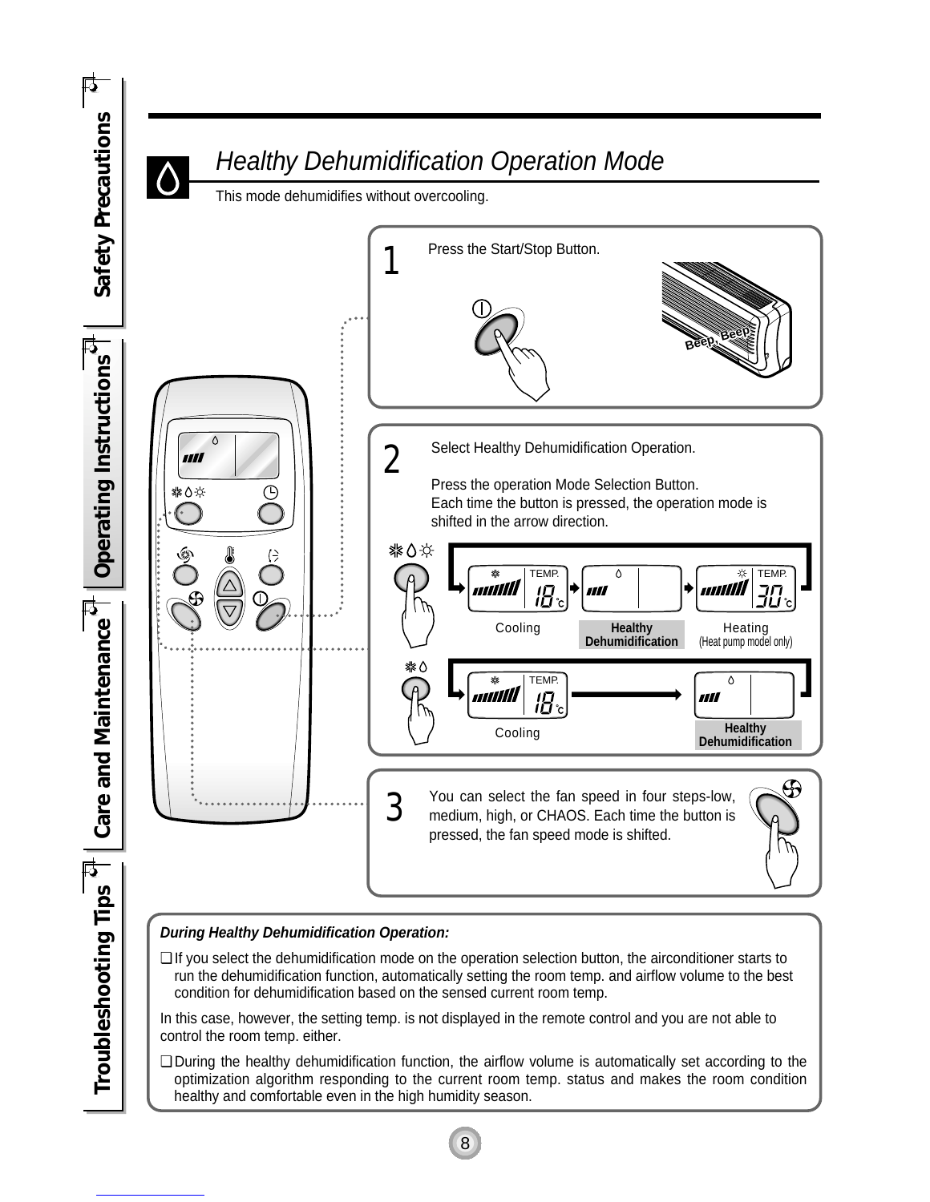## Healthy Dehumidification Operation Mode

This mode dehumidifies without overcooling.

**1** Press the Start/Stop Button.

Beep, Beep

**2** Select Healthy Dehumidification Operation.

Press the operation Mode Selection Button.
Each time the button is pressed, the operation mode is shifted in the arrow direction.

Cooling → **Healthy Dehumidification** → Heating (Heat pump model only)

Cooling → **Healthy Dehumidification**

**3** You can select the fan speed in four steps-low, medium, high, or CHAOS. Each time the button is pressed, the fan speed mode is shifted.

***During Healthy Dehumidification Operation:***

- If you select the dehumidification mode on the operation selection button, the airconditioner starts to run the dehumidification function, automatically setting the room temp. and airflow volume to the best condition for dehumidification based on the sensed current room temp.

In this case, however, the setting temp. is not displayed in the remote control and you are not able to control the room temp. either.

- During the healthy dehumidification function, the airflow volume is automatically set according to the optimization algorithm responding to the current room temp. status and makes the room condition healthy and comfortable even in the high humidity season.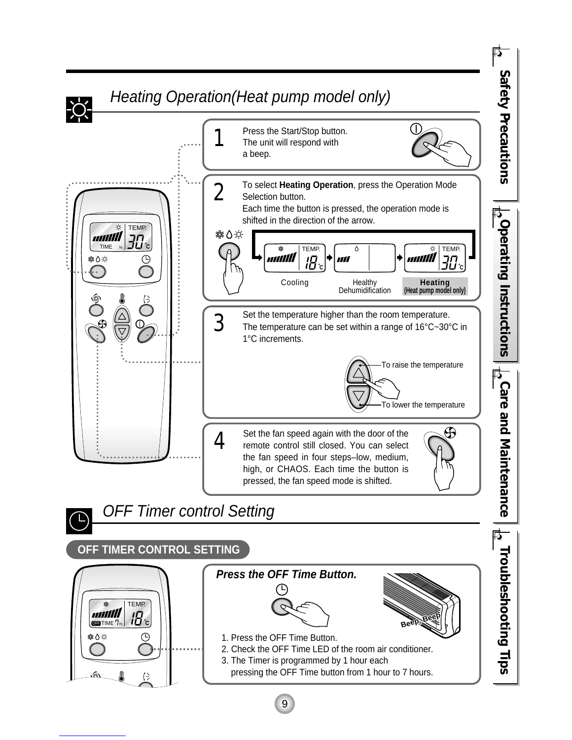# Heating Operation(Heat pump model only)

**1** Press the Start/Stop button. The unit will respond with a beep.

**2** To select **Heating Operation**, press the Operation Mode Selection button.
Each time the button is pressed, the operation mode is shifted in the direction of the arrow.

Cooling → Healthy Dehumidification → **Heating (Heat pump model only)**

**3** Set the temperature higher than the room temperature.
The temperature can be set within a range of 16°C~30°C in 1°C increments.

To raise the temperature
To lower the temperature

**4** Set the fan speed again with the door of the remote control still closed. You can select the fan speed in four steps–low, medium, high, or CHAOS. Each time the button is pressed, the fan speed mode is shifted.

# OFF Timer control Setting

## OFF TIMER CONTROL SETTING

***Press the OFF Time Button.***

Beep, Beep

1. Press the OFF Time Button.
2. Check the OFF Time LED of the room air conditioner.
3. The Timer is programmed by 1 hour each pressing the OFF Time button from 1 hour to 7 hours.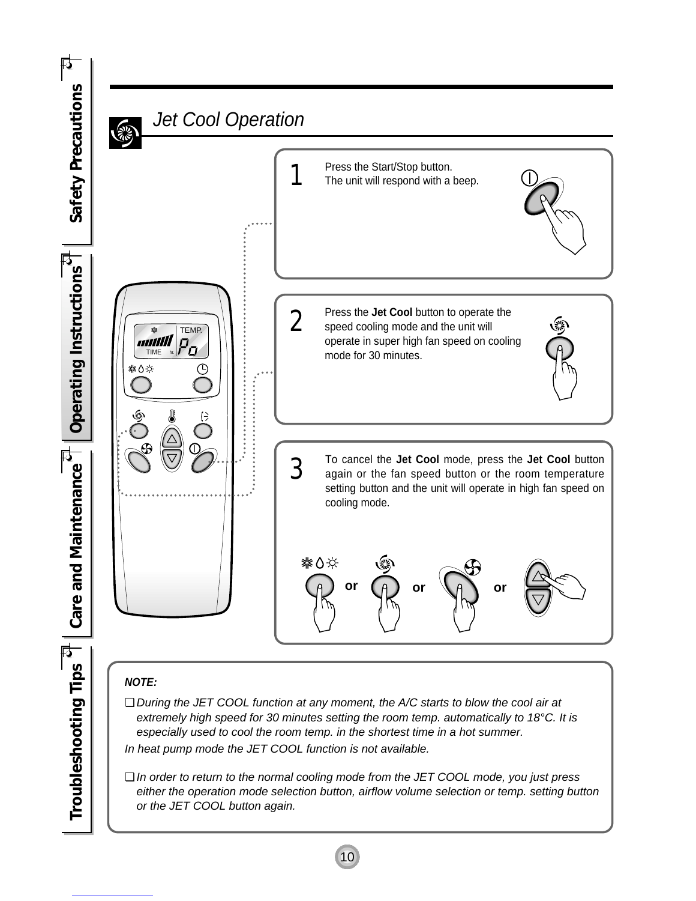## Jet Cool Operation

**1** Press the Start/Stop button.
The unit will respond with a beep.

**2** Press the **Jet Cool** button to operate the speed cooling mode and the unit will operate in super high fan speed on cooling mode for 30 minutes.

**3** To cancel the **Jet Cool** mode, press the **Jet Cool** button again or the fan speed button or the room temperature setting button and the unit will operate in high fan speed on cooling mode.

or or or

***NOTE:***

- *During the JET COOL function at any moment, the A/C starts to blow the cool air at extremely high speed for 30 minutes setting the room temp. automatically to 18°C. It is especially used to cool the room temp. in the shortest time in a hot summer.*

*In heat pump mode the JET COOL function is not available.*

- *In order to return to the normal cooling mode from the JET COOL mode, you just press either the operation mode selection button, airflow volume selection or temp. setting button or the JET COOL button again.*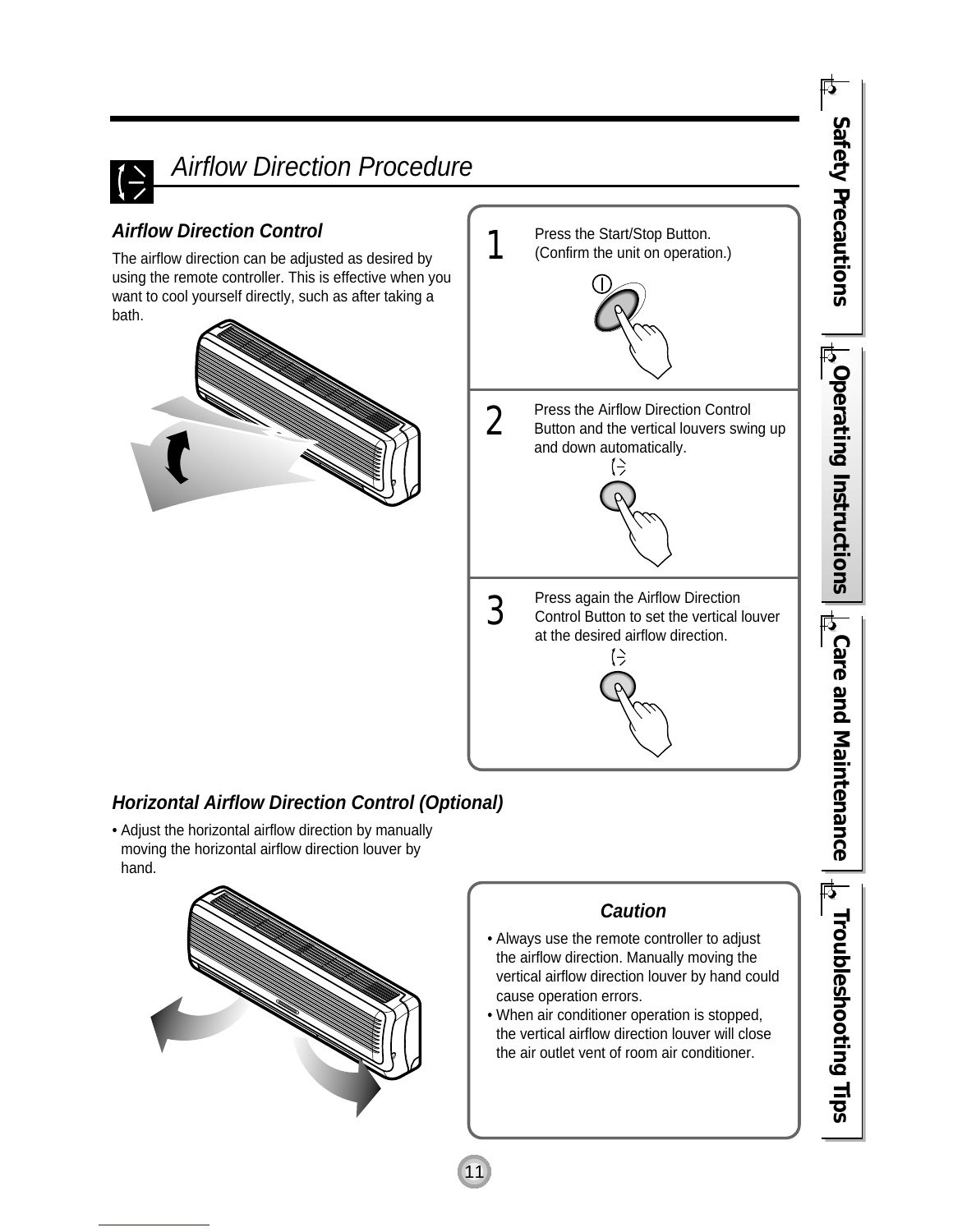# Airflow Direction Procedure

## Airflow Direction Control

The airflow direction can be adjusted as desired by using the remote controller. This is effective when you want to cool yourself directly, such as after taking a bath.

1. Press the Start/Stop Button.
   (Confirm the unit on operation.)

2. Press the Airflow Direction Control Button and the vertical louvers swing up and down automatically.

3. Press again the Airflow Direction Control Button to set the vertical louver at the desired airflow direction.

## Horizontal Airflow Direction Control (Optional)

- Adjust the horizontal airflow direction by manually moving the horizontal airflow direction louver by hand.

### Caution

- Always use the remote controller to adjust the airflow direction. Manually moving the vertical airflow direction louver by hand could cause operation errors.
- When air conditioner operation is stopped, the vertical airflow direction louver will close the air outlet vent of room air conditioner.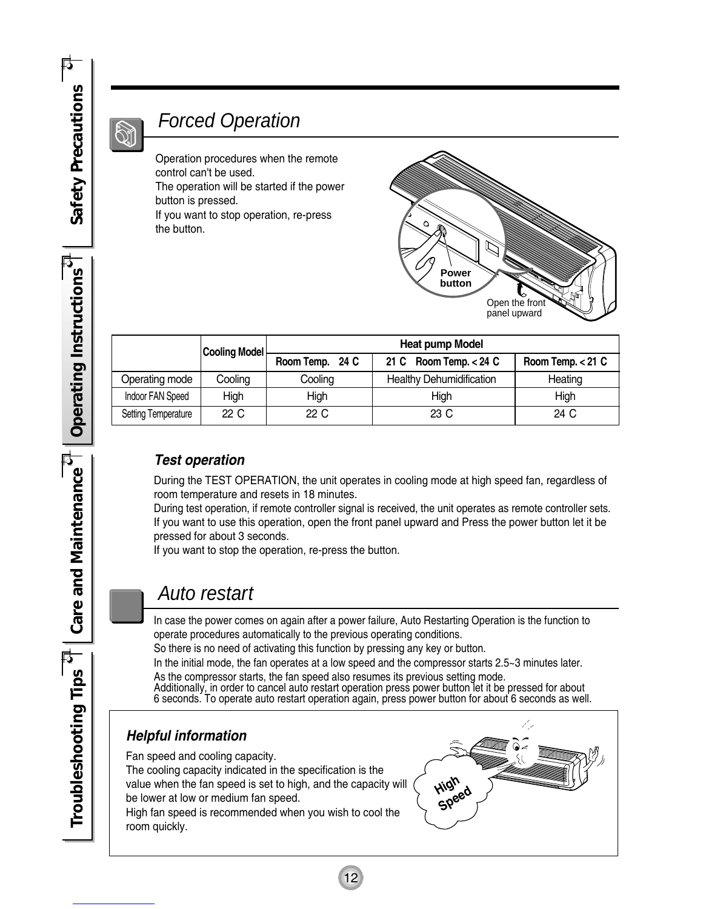## Forced Operation

Operation procedures when the remote control can't be used.
The operation will be started if the power button is pressed.
If you want to stop operation, re-press the button.

Power button

Open the front panel upward

| | Cooling Model | Heat pump Model | | |
|---|---|---|---|---|
| | | Room Temp. 24 C | 21 C Room Temp. < 24 C | Room Temp. < 21 C |
| Operating mode | Cooling | Cooling | Healthy Dehumidification | Heating |
| Indoor FAN Speed | High | High | High | High |
| Setting Temperature | 22 C | 22 C | 23 C | 24 C |

### Test operation

During the TEST OPERATION, the unit operates in cooling mode at high speed fan, regardless of room temperature and resets in 18 minutes.
During test operation, if remote controller signal is received, the unit operates as remote controller sets.
If you want to use this operation, open the front panel upward and Press the power button let it be pressed for about 3 seconds.
If you want to stop the operation, re-press the button.

## Auto restart

In case the power comes on again after a power failure, Auto Restarting Operation is the function to operate procedures automatically to the previous operating conditions.
So there is no need of activating this function by pressing any key or button.
In the initial mode, the fan operates at a low speed and the compressor starts 2.5~3 minutes later.
As the compressor starts, the fan speed also resumes its previous setting mode.
Additionally, in order to cancel auto restart operation press power button let it be pressed for about 6 seconds. To operate auto restart operation again, press power button for about 6 seconds as well.

### Helpful information

Fan speed and cooling capacity.
The cooling capacity indicated in the specification is the value when the fan speed is set to high, and the capacity will be lower at low or medium fan speed.
High fan speed is recommended when you wish to cool the room quickly.

High Speed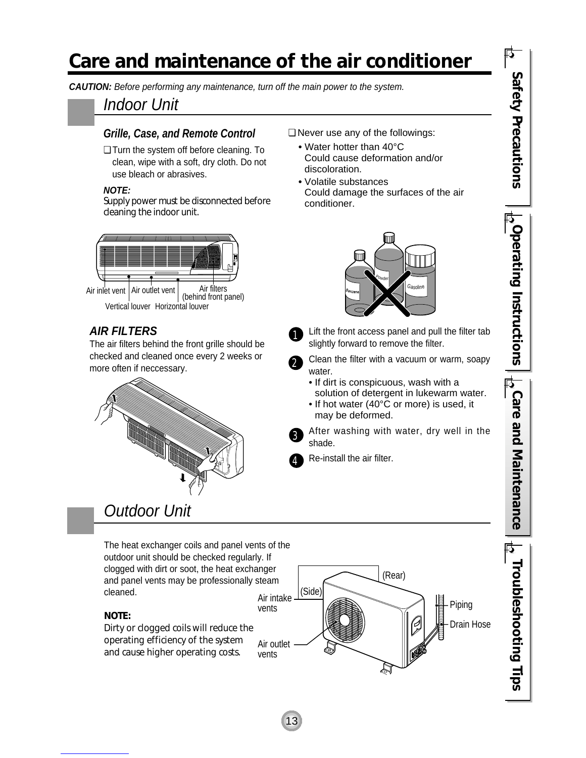# Care and maintenance of the air conditioner

***CAUTION:*** *Before performing any maintenance, turn off the main power to the system.*

## *Indoor Unit*

### *Grille, Case, and Remote Control*

❑ Turn the system off before cleaning. To clean, wipe with a soft, dry cloth. Do not use bleach or abrasives.

***NOTE:***
Supply power must be disconnected before cleaning the indoor unit.

❑ Never use any of the followings:

- Water hotter than 40°C
  Could cause deformation and/or discoloration.
- Volatile substances
  Could damage the surfaces of the air conditioner.

Air inlet vent, Air outlet vent, Air filters (behind front panel), Vertical louver, Horizontal louver

Benzene, Powder, Gasoline

### *AIR FILTERS*

The air filters behind the front grille should be checked and cleaned once every 2 weeks or more often if neccessary.

1. Lift the front access panel and pull the filter tab slightly forward to remove the filter.
2. Clean the filter with a vacuum or warm, soapy water.
   - If dirt is conspicuous, wash with a solution of detergent in lukewarm water.
   - If hot water (40°C or more) is used, it may be deformed.
3. After washing with water, dry well in the shade.
4. Re-install the air filter.

## *Outdoor Unit*

The heat exchanger coils and panel vents of the outdoor unit should be checked regularly. If clogged with dirt or soot, the heat exchanger and panel vents may be professionally steam cleaned.

**NOTE:**
Dirty or clogged coils will reduce the operating efficiency of the system and cause higher operating costs.

(Rear), (Side), Air intake vents, Air outlet vents, Piping, Drain Hose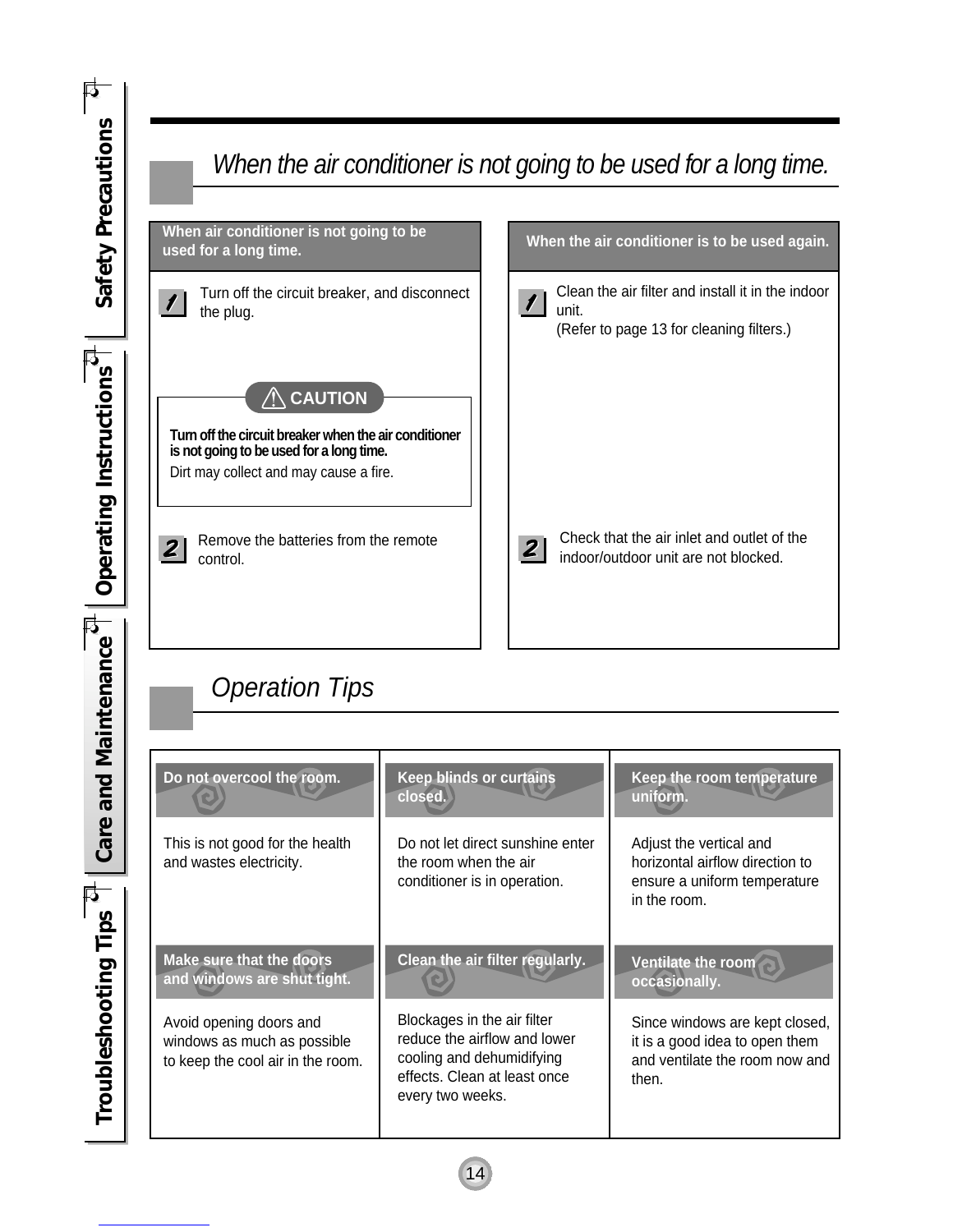## *When the air conditioner is not going to be used for a long time.*

**When air conditioner is not going to be used for a long time.**

1. Turn off the circuit breaker, and disconnect the plug.

> ⚠ **CAUTION**
>
> **Turn off the circuit breaker when the air conditioner is not going to be used for a long time.**
>
> Dirt may collect and may cause a fire.

2. Remove the batteries from the remote control.

**When the air conditioner is to be used again.**

1. Clean the air filter and install it in the indoor unit.
   (Refer to page 13 for cleaning filters.)
2. Check that the air inlet and outlet of the indoor/outdoor unit are not blocked.

## *Operation Tips*

| **Do not overcool the room.** | **Keep blinds or curtains closed.** | **Keep the room temperature uniform.** |
|---|---|---|
| This is not good for the health and wastes electricity. | Do not let direct sunshine enter the room when the air conditioner is in operation. | Adjust the vertical and horizontal airflow direction to ensure a uniform temperature in the room. |
| **Make sure that the doors and windows are shut tight.** | **Clean the air filter regularly.** | **Ventilate the room occasionally.** |
| Avoid opening doors and windows as much as possible to keep the cool air in the room. | Blockages in the air filter reduce the airflow and lower cooling and dehumidifying effects. Clean at least once every two weeks. | Since windows are kept closed, it is a good idea to open them and ventilate the room now and then. |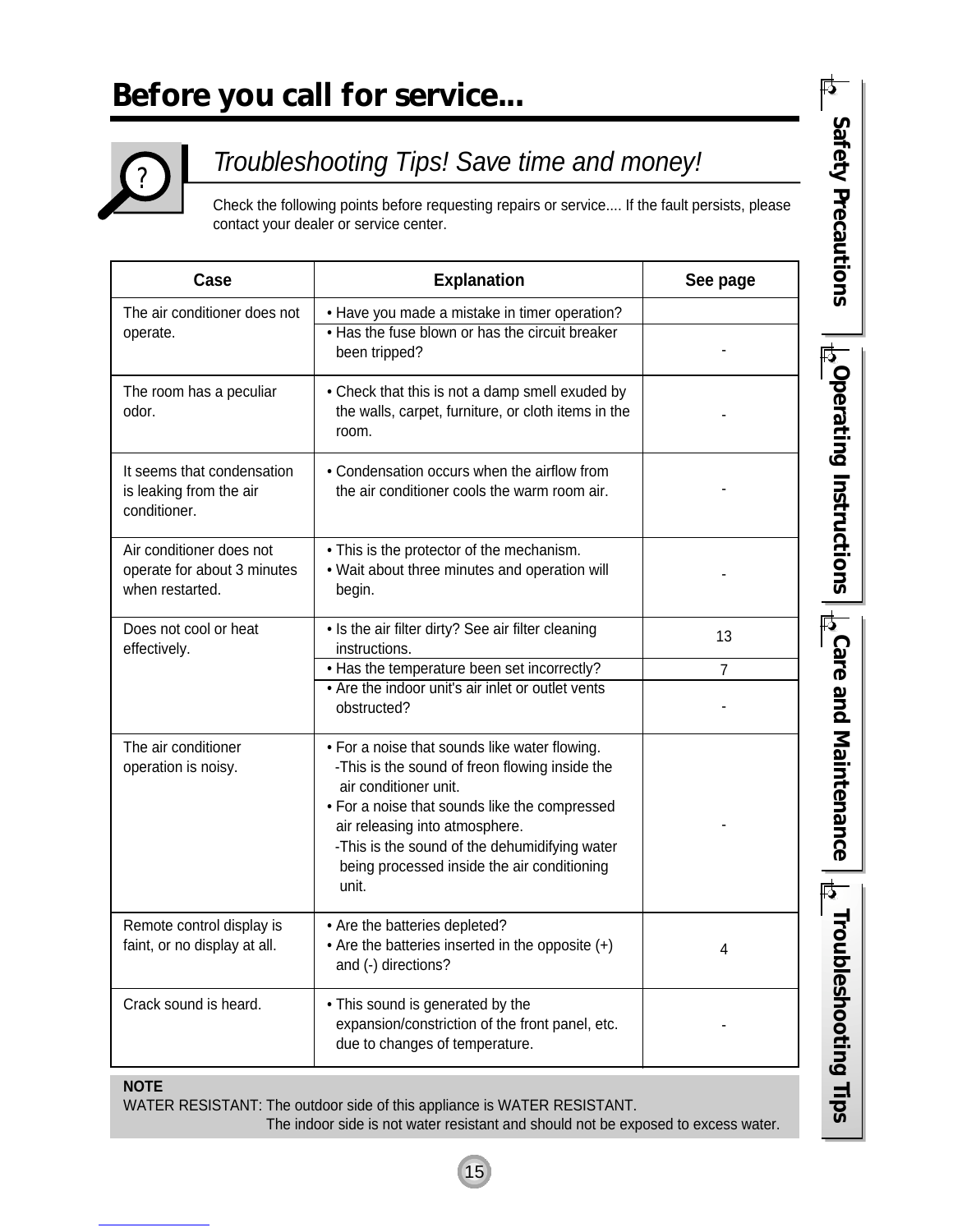# Before you call for service...

## *Troubleshooting Tips! Save time and money!*

Check the following points before requesting repairs or service.... If the fault persists, please contact your dealer or service center.

| Case | Explanation | See page |
|---|---|---|
| The air conditioner does not operate. | • Have you made a mistake in timer operation? | |
| | • Has the fuse blown or has the circuit breaker been tripped? | - |
| The room has a peculiar odor. | • Check that this is not a damp smell exuded by the walls, carpet, furniture, or cloth items in the room. | - |
| It seems that condensation is leaking from the air conditioner. | • Condensation occurs when the airflow from the air conditioner cools the warm room air. | - |
| Air conditioner does not operate for about 3 minutes when restarted. | • This is the protector of the mechanism.<br>• Wait about three minutes and operation will begin. | - |
| Does not cool or heat effectively. | • Is the air filter dirty? See air filter cleaning instructions. | 13 |
| | • Has the temperature been set incorrectly? | 7 |
| | • Are the indoor unit's air inlet or outlet vents obstructed? | - |
| The air conditioner operation is noisy. | • For a noise that sounds like water flowing.<br>-This is the sound of freon flowing inside the air conditioner unit.<br>• For a noise that sounds like the compressed air releasing into atmosphere.<br>-This is the sound of the dehumidifying water being processed inside the air conditioning unit. | - |
| Remote control display is faint, or no display at all. | • Are the batteries depleted?<br>• Are the batteries inserted in the opposite (+) and (-) directions? | 4 |
| Crack sound is heard. | • This sound is generated by the expansion/constriction of the front panel, etc. due to changes of temperature. | - |

**NOTE**
WATER RESISTANT: The outdoor side of this appliance is WATER RESISTANT.
The indoor side is not water resistant and should not be exposed to excess water.